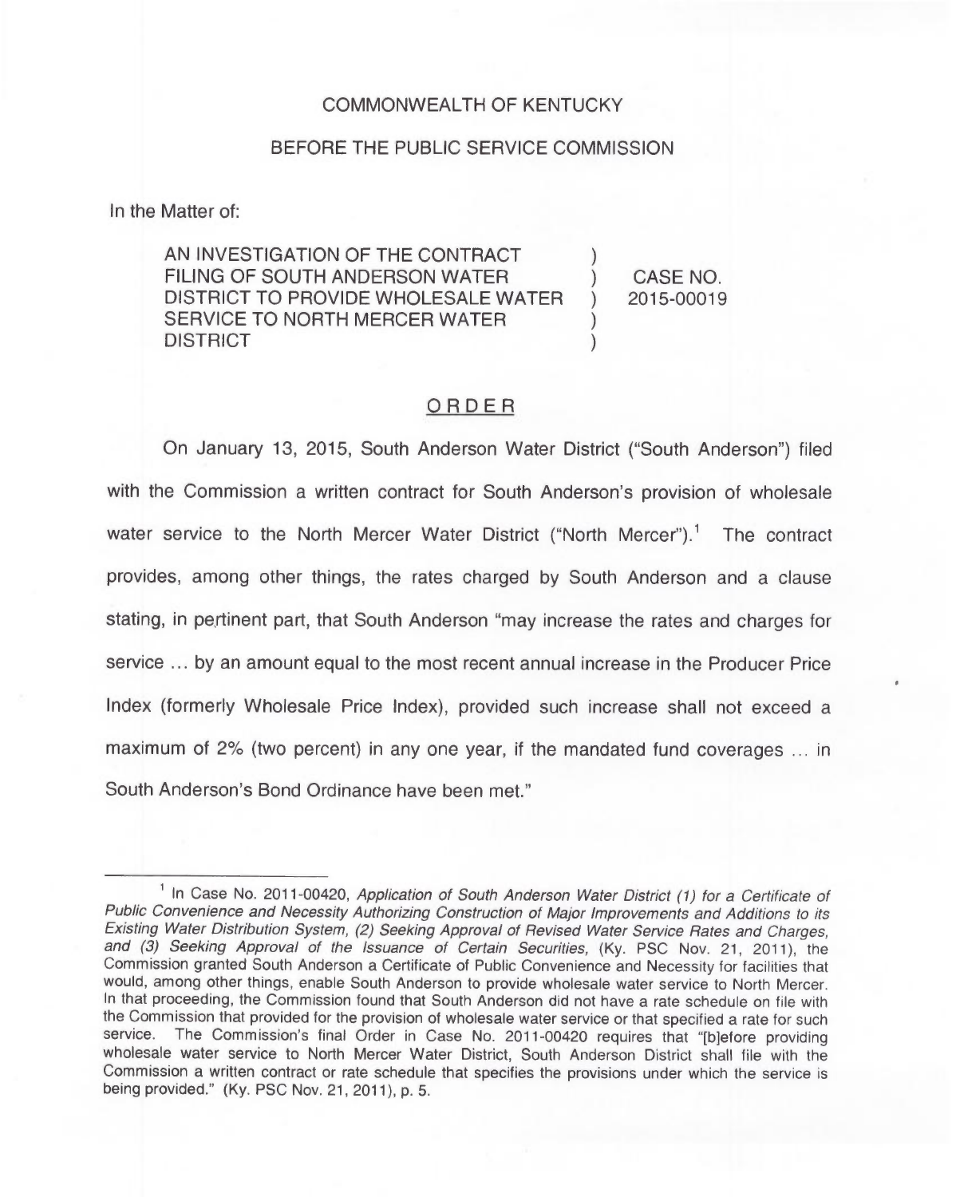COMMONWEALTH OF KENTUCKY

BEFORE THE PUBLIC SERVICE COMMISSION

In the Matter of:

| | | |
|---|---|---|
| AN INVESTIGATION OF THE CONTRACT FILING OF SOUTH ANDERSON WATER DISTRICT TO PROVIDE WHOLESALE WATER SERVICE TO NORTH MERCER WATER DISTRICT | ) | CASE NO. 2015-00019 |

## ORDER

On January 13, 2015, South Anderson Water District ("South Anderson") filed with the Commission a written contract for South Anderson's provision of wholesale water service to the North Mercer Water District ("North Mercer").[1] The contract provides, among other things, the rates charged by South Anderson and a clause stating, in pertinent part, that South Anderson "may increase the rates and charges for service ... by an amount equal to the most recent annual increase in the Producer Price Index (formerly Wholesale Price Index), provided such increase shall not exceed a maximum of 2% (two percent) in any one year, if the mandated fund coverages ... in South Anderson's Bond Ordinance have been met."

---

[1] In Case No. 2011-00420, *Application of South Anderson Water District (1) for a Certificate of Public Convenience and Necessity Authorizing Construction of Major Improvements and Additions to its Existing Water Distribution System, (2) Seeking Approval of Revised Water Service Rates and Charges, and (3) Seeking Approval of the Issuance of Certain Securities,* (Ky. PSC Nov. 21, 2011), the Commission granted South Anderson a Certificate of Public Convenience and Necessity for facilities that would, among other things, enable South Anderson to provide wholesale water service to North Mercer. In that proceeding, the Commission found that South Anderson did not have a rate schedule on file with the Commission that provided for the provision of wholesale water service or that specified a rate for such service. The Commission's final Order in Case No. 2011-00420 requires that "[b]efore providing wholesale water service to North Mercer Water District, South Anderson District shall file with the Commission a written contract or rate schedule that specifies the provisions under which the service is being provided." (Ky. PSC Nov. 21, 2011), p. 5.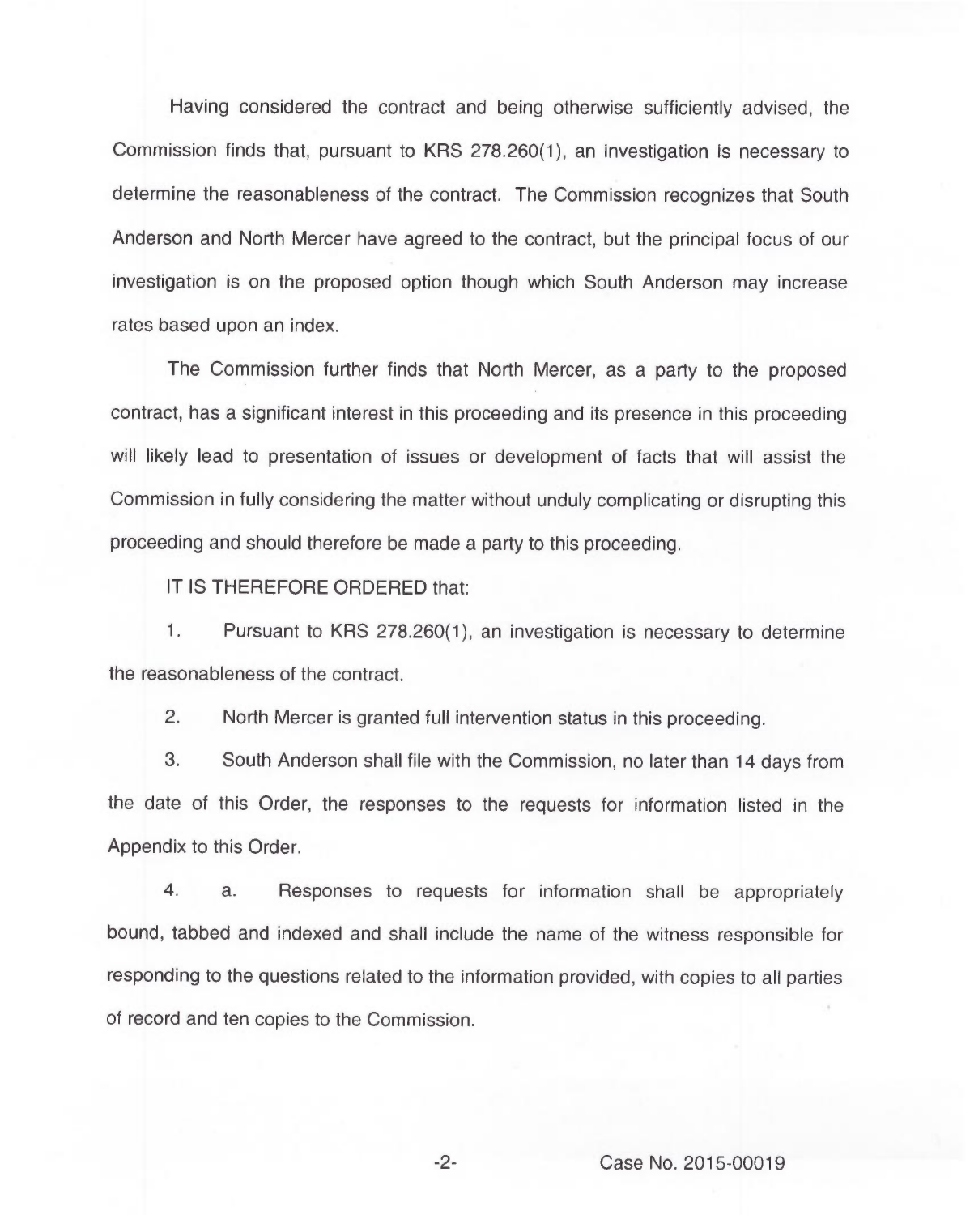Having considered the contract and being otherwise sufficiently advised, the Commission finds that, pursuant to KRS 278.260(1), an investigation is necessary to determine the reasonableness of the contract. The Commission recognizes that South Anderson and North Mercer have agreed to the contract, but the principal focus of our investigation is on the proposed option though which South Anderson may increase rates based upon an index.

The Commission further finds that North Mercer, as a party to the proposed contract, has a significant interest in this proceeding and its presence in this proceeding will likely lead to presentation of issues or development of facts that will assist the Commission in fully considering the matter without unduly complicating or disrupting this proceeding and should therefore be made a party to this proceeding.

IT IS THEREFORE ORDERED that:

1. Pursuant to KRS 278.260(1), an investigation is necessary to determine the reasonableness of the contract.

2. North Mercer is granted full intervention status in this proceeding.

3. South Anderson shall file with the Commission, no later than 14 days from the date of this Order, the responses to the requests for information listed in the Appendix to this Order.

4. a. Responses to requests for information shall be appropriately bound, tabbed and indexed and shall include the name of the witness responsible for responding to the questions related to the information provided, with copies to all parties of record and ten copies to the Commission.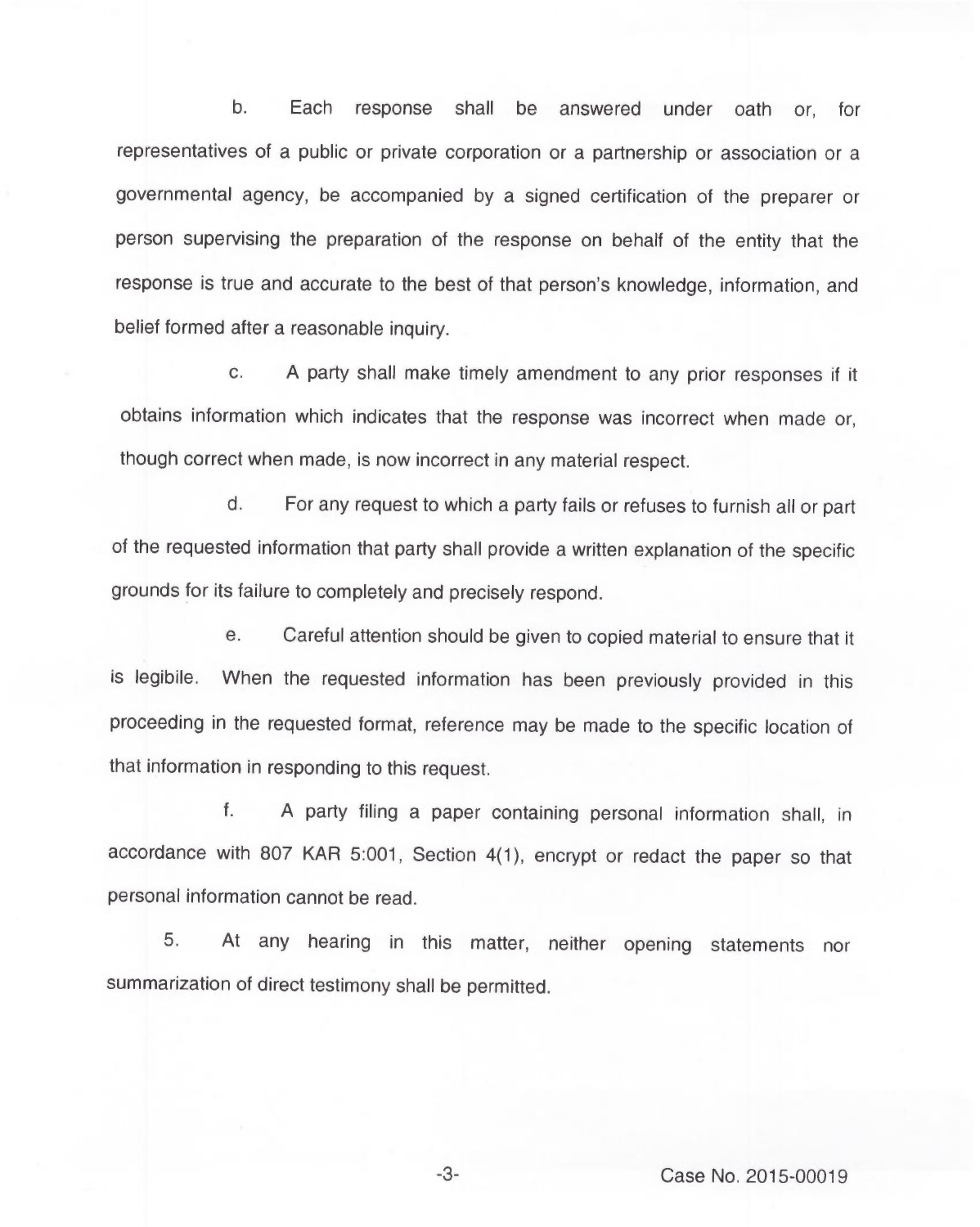b. Each response shall be answered under oath or, for representatives of a public or private corporation or a partnership or association or a governmental agency, be accompanied by a signed certification of the preparer or person supervising the preparation of the response on behalf of the entity that the response is true and accurate to the best of that person's knowledge, information, and belief formed after a reasonable inquiry.

c. A party shall make timely amendment to any prior responses if it obtains information which indicates that the response was incorrect when made or, though correct when made, is now incorrect in any material respect.

d. For any request to which a party fails or refuses to furnish all or part of the requested information that party shall provide a written explanation of the specific grounds for its failure to completely and precisely respond.

e. Careful attention should be given to copied material to ensure that it is legibile. When the requested information has been previously provided in this proceeding in the requested format, reference may be made to the specific location of that information in responding to this request.

f. A party filing a paper containing personal information shall, in accordance with 807 KAR 5:001, Section 4(1), encrypt or redact the paper so that personal information cannot be read.

5. At any hearing in this matter, neither opening statements nor summarization of direct testimony shall be permitted.

Case No. 2015-00019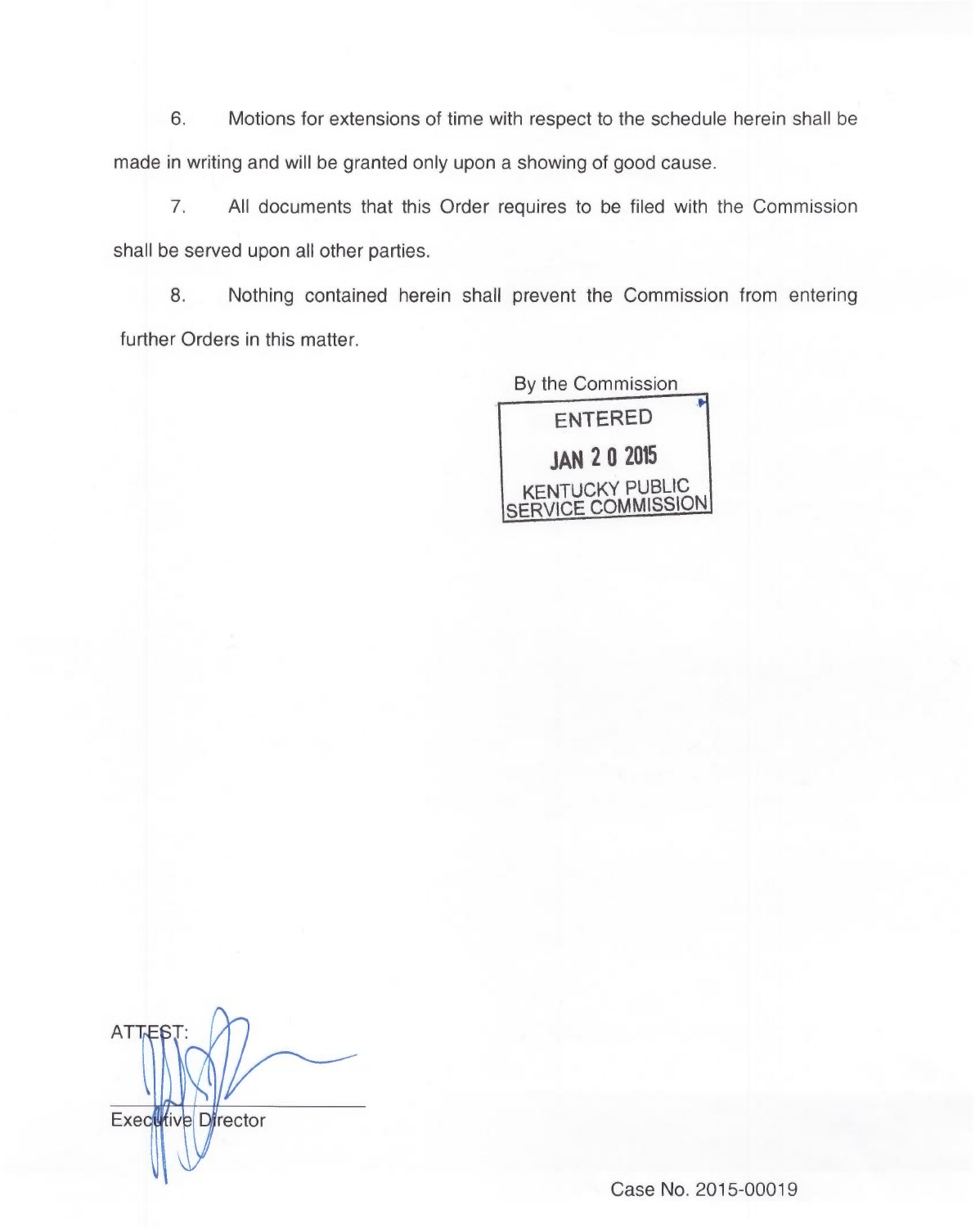6. Motions for extensions of time with respect to the schedule herein shall be made in writing and will be granted only upon a showing of good cause.

7. All documents that this Order requires to be filed with the Commission shall be served upon all other parties.

8. Nothing contained herein shall prevent the Commission from entering further Orders in this matter.

By the Commission

ENTERED

JAN 2 0 2015

KENTUCKY PUBLIC SERVICE COMMISSION

ATTEST:

Executive Director

Case No. 2015-00019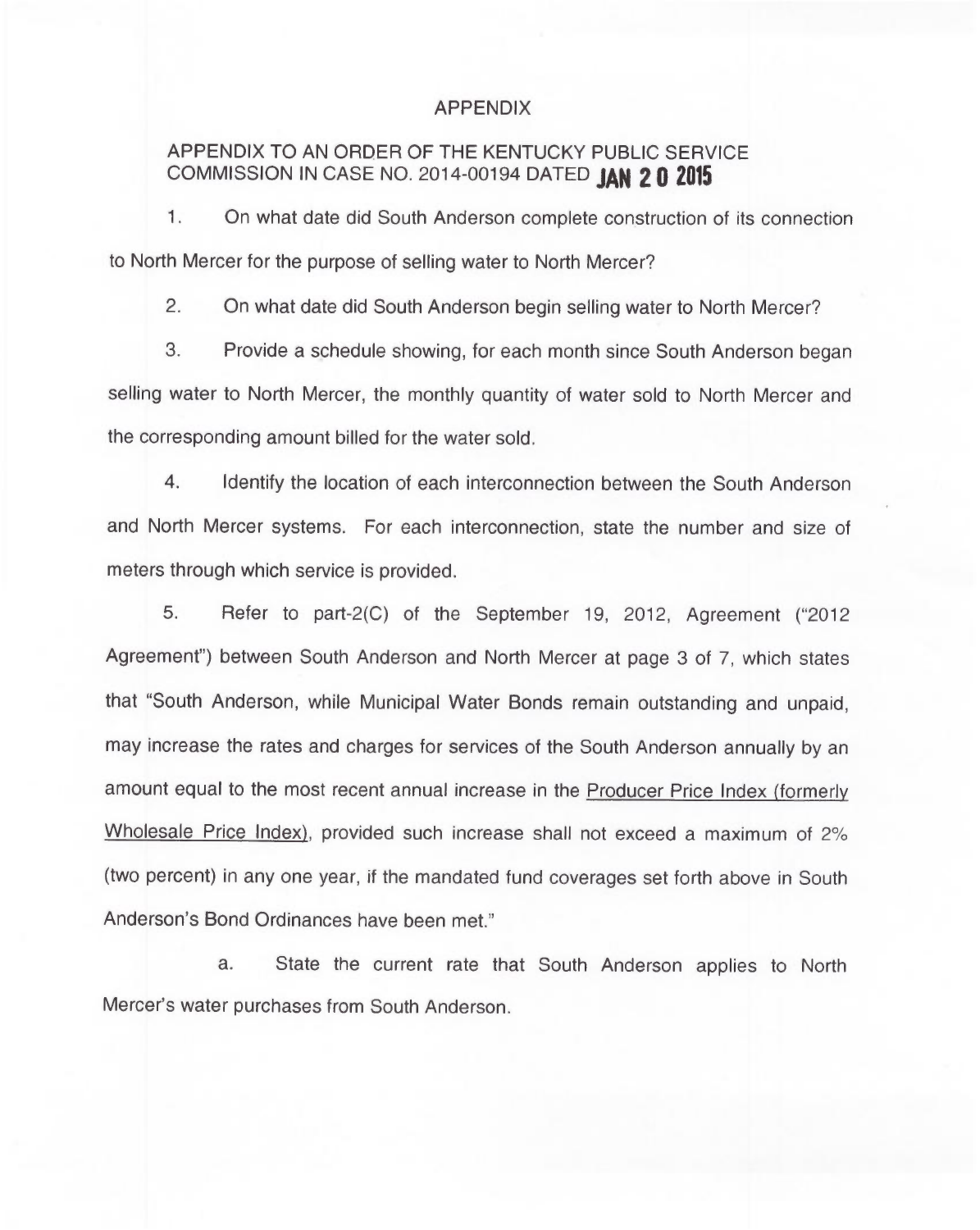# APPENDIX

## APPENDIX TO AN ORDER OF THE KENTUCKY PUBLIC SERVICE COMMISSION IN CASE NO. 2014-00194 DATED JAN 20 2015

1. On what date did South Anderson complete construction of its connection to North Mercer for the purpose of selling water to North Mercer?

2. On what date did South Anderson begin selling water to North Mercer?

3. Provide a schedule showing, for each month since South Anderson began selling water to North Mercer, the monthly quantity of water sold to North Mercer and the corresponding amount billed for the water sold.

4. Identify the location of each interconnection between the South Anderson and North Mercer systems. For each interconnection, state the number and size of meters through which service is provided.

5. Refer to part-2(C) of the September 19, 2012, Agreement ("2012 Agreement") between South Anderson and North Mercer at page 3 of 7, which states that "South Anderson, while Municipal Water Bonds remain outstanding and unpaid, may increase the rates and charges for services of the South Anderson annually by an amount equal to the most recent annual increase in the Producer Price Index (formerly Wholesale Price Index), provided such increase shall not exceed a maximum of 2% (two percent) in any one year, if the mandated fund coverages set forth above in South Anderson's Bond Ordinances have been met."

   a. State the current rate that South Anderson applies to North Mercer's water purchases from South Anderson.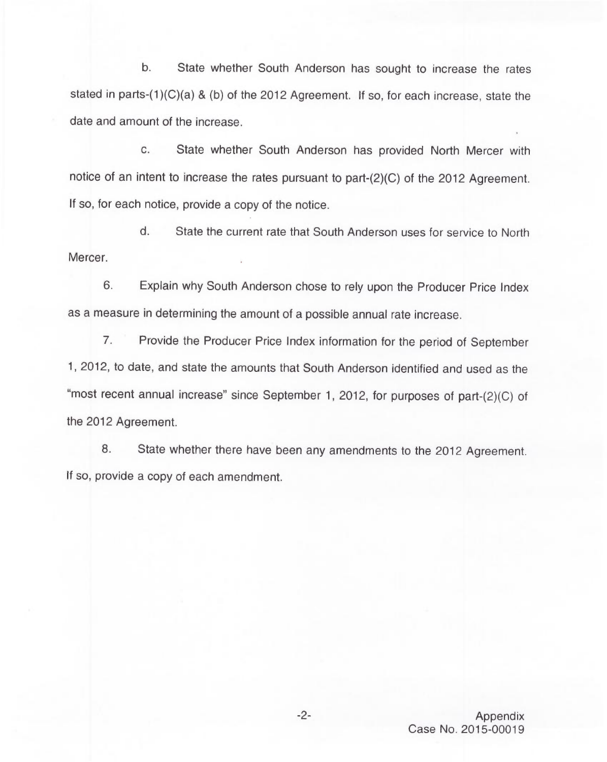b. State whether South Anderson has sought to increase the rates stated in parts-(1)(C)(a) & (b) of the 2012 Agreement. If so, for each increase, state the date and amount of the increase.

c. State whether South Anderson has provided North Mercer with notice of an intent to increase the rates pursuant to part-(2)(C) of the 2012 Agreement. If so, for each notice, provide a copy of the notice.

d. State the current rate that South Anderson uses for service to North Mercer.

6. Explain why South Anderson chose to rely upon the Producer Price Index as a measure in determining the amount of a possible annual rate increase.

7. Provide the Producer Price Index information for the period of September 1, 2012, to date, and state the amounts that South Anderson identified and used as the "most recent annual increase" since September 1, 2012, for purposes of part-(2)(C) of the 2012 Agreement.

8. State whether there have been any amendments to the 2012 Agreement. If so, provide a copy of each amendment.

Appendix
Case No. 2015-00019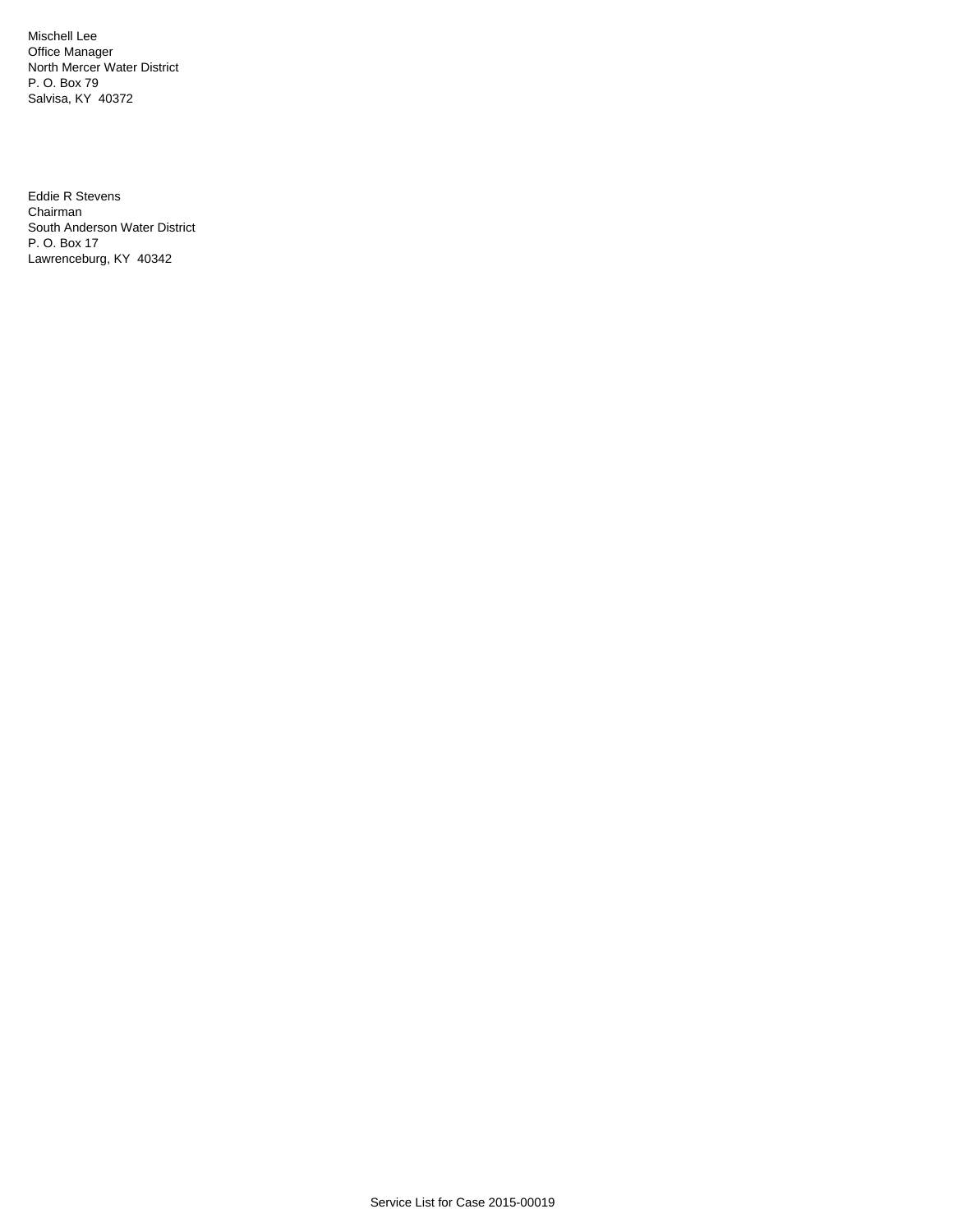Mischell Lee
Office Manager
North Mercer Water District
P. O. Box 79
Salvisa, KY  40372

Eddie R Stevens
Chairman
South Anderson Water District
P. O. Box 17
Lawrenceburg, KY  40342

Service List for Case 2015-00019